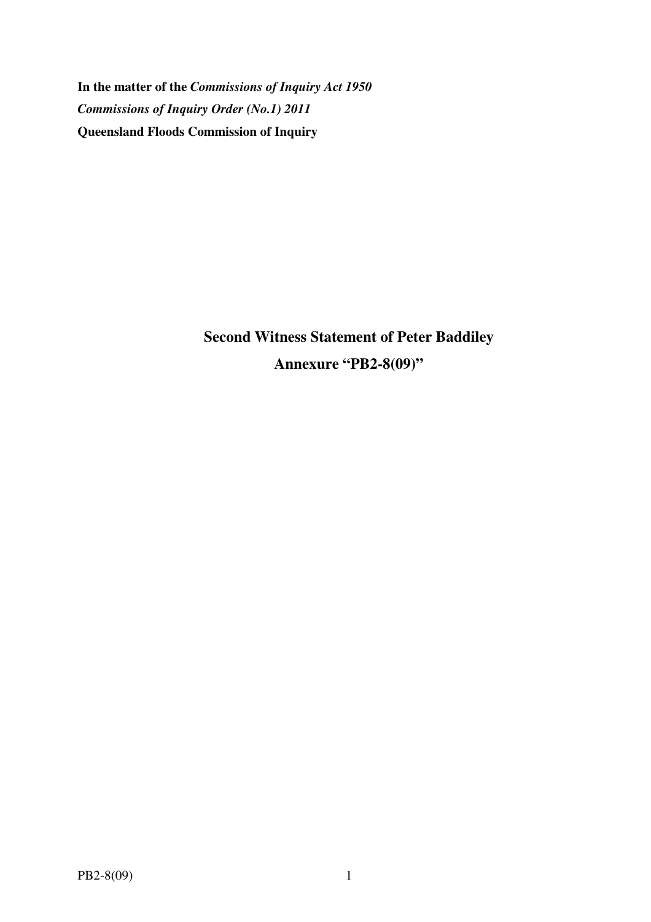**In the matter of the *Commissions of Inquiry Act 1950***

***Commissions of Inquiry Order (No.1) 2011***

**Queensland Floods Commission of Inquiry**

## Second Witness Statement of Peter Baddiley

## Annexure "PB2-8(09)"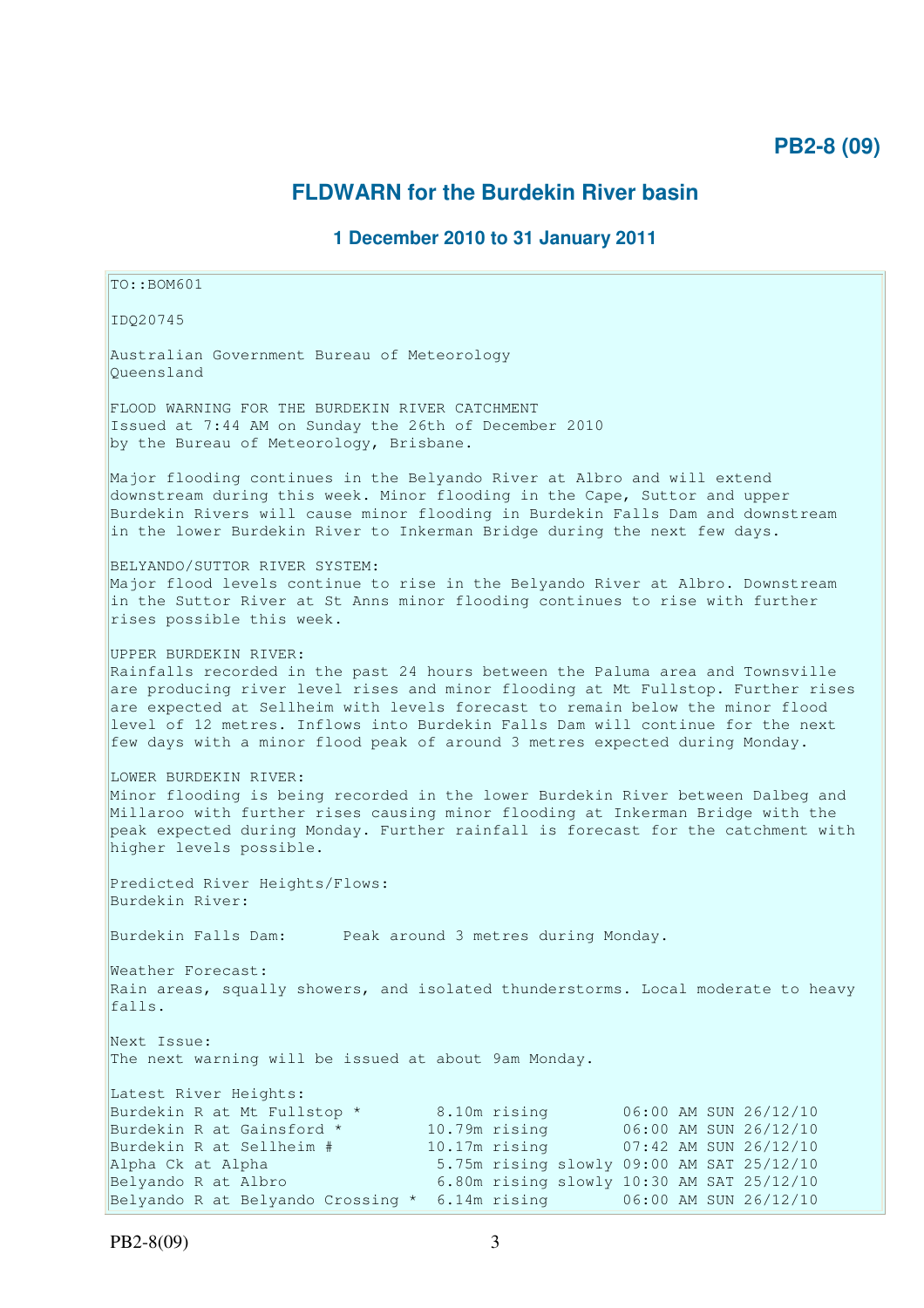# FLDWARN for the Burdekin River basin

### 1 December 2010 to 31 January 2011

```
TO::BOM601

IDQ20745

Australian Government Bureau of Meteorology
Queensland

FLOOD WARNING FOR THE BURDEKIN RIVER CATCHMENT
Issued at 7:44 AM on Sunday the 26th of December 2010
by the Bureau of Meteorology, Brisbane.

Major flooding continues in the Belyando River at Albro and will extend
downstream during this week. Minor flooding in the Cape, Suttor and upper
Burdekin Rivers will cause minor flooding in Burdekin Falls Dam and downstream
in the lower Burdekin River to Inkerman Bridge during the next few days.

BELYANDO/SUTTOR RIVER SYSTEM:
Major flood levels continue to rise in the Belyando River at Albro. Downstream
in the Suttor River at St Anns minor flooding continues to rise with further
rises possible this week.

UPPER BURDEKIN RIVER:
Rainfalls recorded in the past 24 hours between the Paluma area and Townsville
are producing river level rises and minor flooding at Mt Fullstop. Further rises
are expected at Sellheim with levels forecast to remain below the minor flood
level of 12 metres. Inflows into Burdekin Falls Dam will continue for the next
few days with a minor flood peak of around 3 metres expected during Monday.

LOWER BURDEKIN RIVER:
Minor flooding is being recorded in the lower Burdekin River between Dalbeg and
Millaroo with further rises causing minor flooding at Inkerman Bridge with the
peak expected during Monday. Further rainfall is forecast for the catchment with
higher levels possible.

Predicted River Heights/Flows:
Burdekin River:

Burdekin Falls Dam:      Peak around 3 metres during Monday.

Weather Forecast:
Rain areas, squally showers, and isolated thunderstorms. Local moderate to heavy
falls.

Next Issue:
The next warning will be issued at about 9am Monday.

Latest River Heights:
Burdekin R at Mt Fullstop *        8.10m rising        06:00 AM SUN 26/12/10
Burdekin R at Gainsford *         10.79m rising        06:00 AM SUN 26/12/10
Burdekin R at Sellheim #          10.17m rising        07:42 AM SUN 26/12/10
Alpha Ck at Alpha                  5.75m rising slowly 09:00 AM SAT 25/12/10
Belyando R at Albro                6.80m rising slowly 10:30 AM SAT 25/12/10
Belyando R at Belyando Crossing *  6.14m rising        06:00 AM SUN 26/12/10
```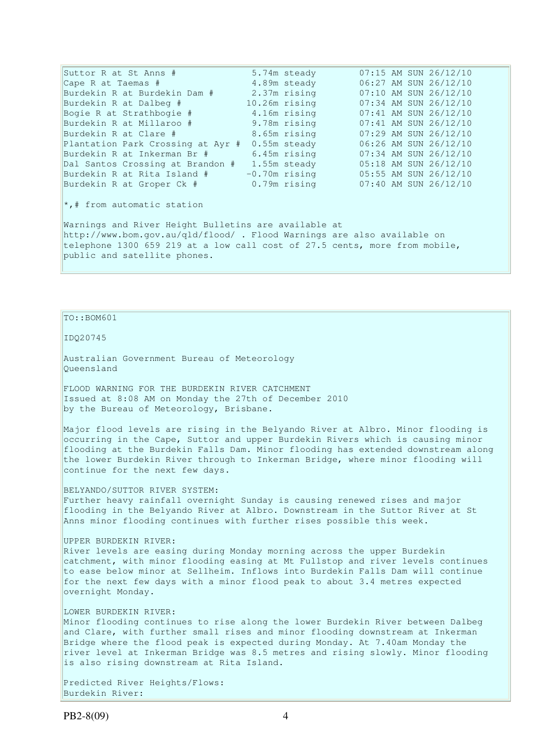| | | |
|---|---|---|
| Suttor R at St Anns # | 5.74m steady | 07:15 AM SUN 26/12/10 |
| Cape R at Taemas # | 4.89m steady | 06:27 AM SUN 26/12/10 |
| Burdekin R at Burdekin Dam # | 2.37m rising | 07:10 AM SUN 26/12/10 |
| Burdekin R at Dalbeg # | 10.26m rising | 07:34 AM SUN 26/12/10 |
| Bogie R at Strathbogie # | 4.16m rising | 07:41 AM SUN 26/12/10 |
| Burdekin R at Millaroo # | 9.78m rising | 07:41 AM SUN 26/12/10 |
| Burdekin R at Clare # | 8.65m rising | 07:29 AM SUN 26/12/10 |
| Plantation Park Crossing at Ayr # | 0.55m steady | 06:26 AM SUN 26/12/10 |
| Burdekin R at Inkerman Br # | 6.45m rising | 07:34 AM SUN 26/12/10 |
| Dal Santos Crossing at Brandon # | 1.55m steady | 05:18 AM SUN 26/12/10 |
| Burdekin R at Rita Island # | -0.70m rising | 05:55 AM SUN 26/12/10 |
| Burdekin R at Groper Ck # | 0.79m rising | 07:40 AM SUN 26/12/10 |

*,# from automatic station

Warnings and River Height Bulletins are available at http://www.bom.gov.au/qld/flood/ . Flood Warnings are also available on telephone 1300 659 219 at a low call cost of 27.5 cents, more from mobile, public and satellite phones.

TO::BOM601

IDQ20745

Australian Government Bureau of Meteorology
Queensland

FLOOD WARNING FOR THE BURDEKIN RIVER CATCHMENT
Issued at 8:08 AM on Monday the 27th of December 2010
by the Bureau of Meteorology, Brisbane.

Major flood levels are rising in the Belyando River at Albro. Minor flooding is occurring in the Cape, Suttor and upper Burdekin Rivers which is causing minor flooding at the Burdekin Falls Dam. Minor flooding has extended downstream along the lower Burdekin River through to Inkerman Bridge, where minor flooding will continue for the next few days.

BELYANDO/SUTTOR RIVER SYSTEM:
Further heavy rainfall overnight Sunday is causing renewed rises and major flooding in the Belyando River at Albro. Downstream in the Suttor River at St Anns minor flooding continues with further rises possible this week.

UPPER BURDEKIN RIVER:
River levels are easing during Monday morning across the upper Burdekin catchment, with minor flooding easing at Mt Fullstop and river levels continues to ease below minor at Sellheim. Inflows into Burdekin Falls Dam will continue for the next few days with a minor flood peak to about 3.4 metres expected overnight Monday.

LOWER BURDEKIN RIVER:
Minor flooding continues to rise along the lower Burdekin River between Dalbeg and Clare, with further small rises and minor flooding downstream at Inkerman Bridge where the flood peak is expected during Monday. At 7.40am Monday the river level at Inkerman Bridge was 8.5 metres and rising slowly. Minor flooding is also rising downstream at Rita Island.

Predicted River Heights/Flows:
Burdekin River: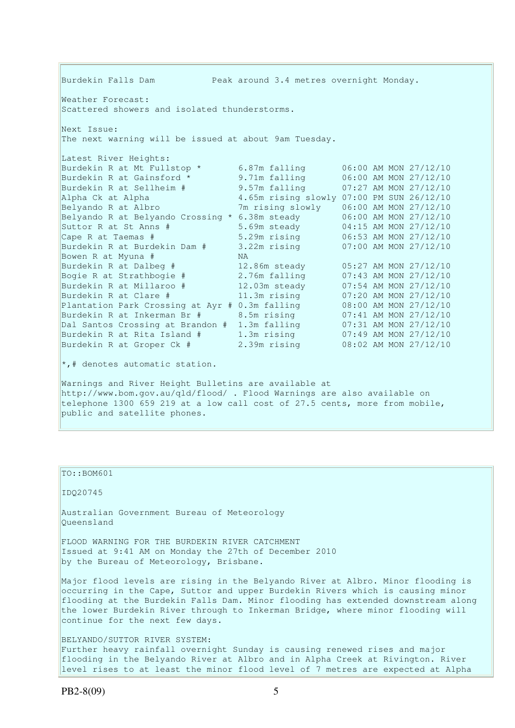Burdekin Falls Dam Peak around 3.4 metres overnight Monday.

Weather Forecast:
Scattered showers and isolated thunderstorms.

Next Issue:
The next warning will be issued at about 9am Tuesday.

Latest River Heights:

| Location | Height | Time |
|---|---|---|
| Burdekin R at Mt Fullstop * | 6.87m falling | 06:00 AM MON 27/12/10 |
| Burdekin R at Gainsford * | 9.71m falling | 06:00 AM MON 27/12/10 |
| Burdekin R at Sellheim # | 9.57m falling | 07:27 AM MON 27/12/10 |
| Alpha Ck at Alpha | 4.65m rising slowly | 07:00 PM SUN 26/12/10 |
| Belyando R at Albro | 7m rising slowly | 06:00 AM MON 27/12/10 |
| Belyando R at Belyando Crossing * | 6.38m steady | 06:00 AM MON 27/12/10 |
| Suttor R at St Anns # | 5.69m steady | 04:15 AM MON 27/12/10 |
| Cape R at Taemas # | 5.29m rising | 06:53 AM MON 27/12/10 |
| Burdekin R at Burdekin Dam # | 3.22m rising | 07:00 AM MON 27/12/10 |
| Bowen R at Myuna # | NA | |
| Burdekin R at Dalbeg # | 12.86m steady | 05:27 AM MON 27/12/10 |
| Bogie R at Strathbogie # | 2.76m falling | 07:43 AM MON 27/12/10 |
| Burdekin R at Millaroo # | 12.03m steady | 07:54 AM MON 27/12/10 |
| Burdekin R at Clare # | 11.3m rising | 07:20 AM MON 27/12/10 |
| Plantation Park Crossing at Ayr # | 0.3m falling | 08:00 AM MON 27/12/10 |
| Burdekin R at Inkerman Br # | 8.5m rising | 07:41 AM MON 27/12/10 |
| Dal Santos Crossing at Brandon # | 1.3m falling | 07:31 AM MON 27/12/10 |
| Burdekin R at Rita Island # | 1.3m rising | 07:49 AM MON 27/12/10 |
| Burdekin R at Groper Ck # | 2.39m rising | 08:02 AM MON 27/12/10 |

*,# denotes automatic station.

Warnings and River Height Bulletins are available at http://www.bom.gov.au/qld/flood/ . Flood Warnings are also available on telephone 1300 659 219 at a low call cost of 27.5 cents, more from mobile, public and satellite phones.

---

TO::BOM601

IDQ20745

Australian Government Bureau of Meteorology
Queensland

FLOOD WARNING FOR THE BURDEKIN RIVER CATCHMENT
Issued at 9:41 AM on Monday the 27th of December 2010
by the Bureau of Meteorology, Brisbane.

Major flood levels are rising in the Belyando River at Albro. Minor flooding is occurring in the Cape, Suttor and upper Burdekin Rivers which is causing minor flooding at the Burdekin Falls Dam. Minor flooding has extended downstream along the lower Burdekin River through to Inkerman Bridge, where minor flooding will continue for the next few days.

BELYANDO/SUTTOR RIVER SYSTEM:
Further heavy rainfall overnight Sunday is causing renewed rises and major flooding in the Belyando River at Albro and in Alpha Creek at Rivington. River level rises to at least the minor flood level of 7 metres are expected at Alpha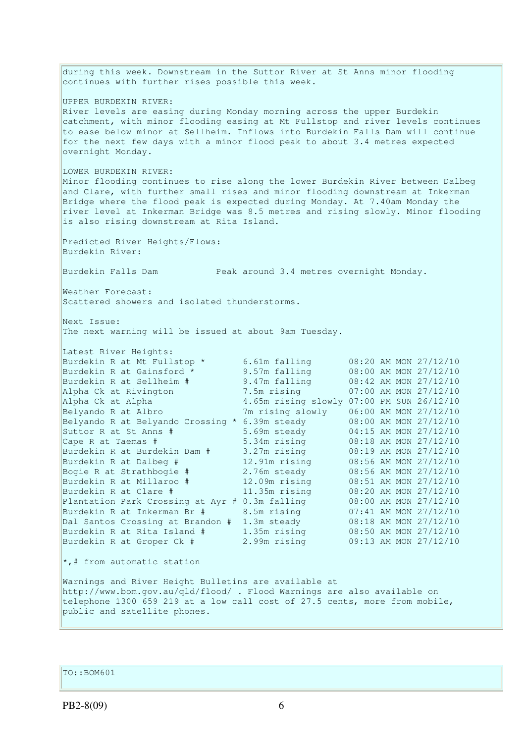during this week. Downstream in the Suttor River at St Anns minor flooding continues with further rises possible this week.

UPPER BURDEKIN RIVER:
River levels are easing during Monday morning across the upper Burdekin catchment, with minor flooding easing at Mt Fullstop and river levels continues to ease below minor at Sellheim. Inflows into Burdekin Falls Dam will continue for the next few days with a minor flood peak to about 3.4 metres expected overnight Monday.

LOWER BURDEKIN RIVER:
Minor flooding continues to rise along the lower Burdekin River between Dalbeg and Clare, with further small rises and minor flooding downstream at Inkerman Bridge where the flood peak is expected during Monday. At 7.40am Monday the river level at Inkerman Bridge was 8.5 metres and rising slowly. Minor flooding is also rising downstream at Rita Island.

Predicted River Heights/Flows:
Burdekin River:

Burdekin Falls Dam           Peak around 3.4 metres overnight Monday.

Weather Forecast:
Scattered showers and isolated thunderstorms.

Next Issue:
The next warning will be issued at about 9am Tuesday.

Latest River Heights:

| Location | Height | Time |
|---|---|---|
| Burdekin R at Mt Fullstop * | 6.61m falling | 08:20 AM MON 27/12/10 |
| Burdekin R at Gainsford * | 9.57m falling | 08:00 AM MON 27/12/10 |
| Burdekin R at Sellheim # | 9.47m falling | 08:42 AM MON 27/12/10 |
| Alpha Ck at Rivington | 7.5m rising | 07:00 AM MON 27/12/10 |
| Alpha Ck at Alpha | 4.65m rising slowly | 07:00 PM SUN 26/12/10 |
| Belyando R at Albro | 7m rising slowly | 06:00 AM MON 27/12/10 |
| Belyando R at Belyando Crossing * | 6.39m steady | 08:00 AM MON 27/12/10 |
| Suttor R at St Anns # | 5.69m steady | 04:15 AM MON 27/12/10 |
| Cape R at Taemas # | 5.34m rising | 08:18 AM MON 27/12/10 |
| Burdekin R at Burdekin Dam # | 3.27m rising | 08:19 AM MON 27/12/10 |
| Burdekin R at Dalbeg # | 12.91m rising | 08:56 AM MON 27/12/10 |
| Bogie R at Strathbogie # | 2.76m steady | 08:56 AM MON 27/12/10 |
| Burdekin R at Millaroo # | 12.09m rising | 08:51 AM MON 27/12/10 |
| Burdekin R at Clare # | 11.35m rising | 08:20 AM MON 27/12/10 |
| Plantation Park Crossing at Ayr # | 0.3m falling | 08:00 AM MON 27/12/10 |
| Burdekin R at Inkerman Br # | 8.5m rising | 07:41 AM MON 27/12/10 |
| Dal Santos Crossing at Brandon # | 1.3m steady | 08:18 AM MON 27/12/10 |
| Burdekin R at Rita Island # | 1.35m rising | 08:50 AM MON 27/12/10 |
| Burdekin R at Groper Ck # | 2.99m rising | 09:13 AM MON 27/12/10 |

*,# from automatic station

Warnings and River Height Bulletins are available at http://www.bom.gov.au/qld/flood/ . Flood Warnings are also available on telephone 1300 659 219 at a low call cost of 27.5 cents, more from mobile, public and satellite phones.

TO::BOM601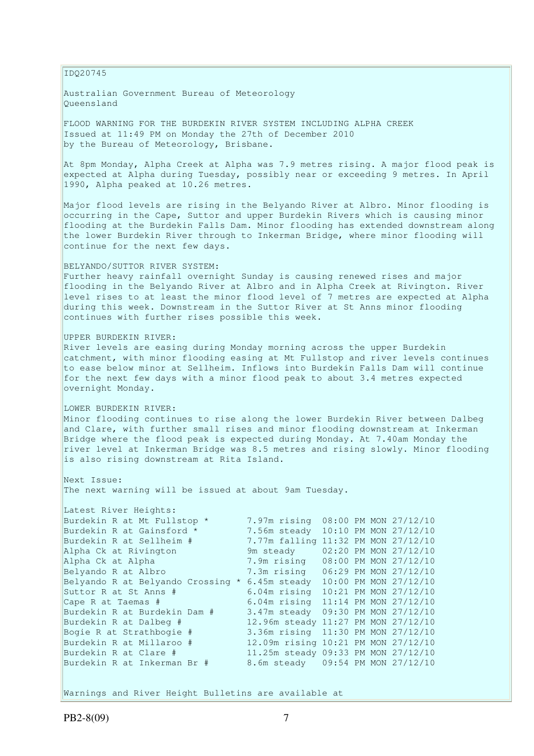IDQ20745

Australian Government Bureau of Meteorology
Queensland

FLOOD WARNING FOR THE BURDEKIN RIVER SYSTEM INCLUDING ALPHA CREEK
Issued at 11:49 PM on Monday the 27th of December 2010
by the Bureau of Meteorology, Brisbane.

At 8pm Monday, Alpha Creek at Alpha was 7.9 metres rising. A major flood peak is expected at Alpha during Tuesday, possibly near or exceeding 9 metres. In April 1990, Alpha peaked at 10.26 metres.

Major flood levels are rising in the Belyando River at Albro. Minor flooding is occurring in the Cape, Suttor and upper Burdekin Rivers which is causing minor flooding at the Burdekin Falls Dam. Minor flooding has extended downstream along the lower Burdekin River through to Inkerman Bridge, where minor flooding will continue for the next few days.

BELYANDO/SUTTOR RIVER SYSTEM:
Further heavy rainfall overnight Sunday is causing renewed rises and major flooding in the Belyando River at Albro and in Alpha Creek at Rivington. River level rises to at least the minor flood level of 7 metres are expected at Alpha during this week. Downstream in the Suttor River at St Anns minor flooding continues with further rises possible this week.

UPPER BURDEKIN RIVER:
River levels are easing during Monday morning across the upper Burdekin catchment, with minor flooding easing at Mt Fullstop and river levels continues to ease below minor at Sellheim. Inflows into Burdekin Falls Dam will continue for the next few days with a minor flood peak to about 3.4 metres expected overnight Monday.

LOWER BURDEKIN RIVER:
Minor flooding continues to rise along the lower Burdekin River between Dalbeg and Clare, with further small rises and minor flooding downstream at Inkerman Bridge where the flood peak is expected during Monday. At 7.40am Monday the river level at Inkerman Bridge was 8.5 metres and rising slowly. Minor flooding is also rising downstream at Rita Island.

Next Issue:
The next warning will be issued at about 9am Tuesday.

Latest River Heights:

| Location | Height | Time |
|---|---|---|
| Burdekin R at Mt Fullstop * | 7.97m rising | 08:00 PM MON 27/12/10 |
| Burdekin R at Gainsford * | 7.56m steady | 10:10 PM MON 27/12/10 |
| Burdekin R at Sellheim # | 7.77m falling | 11:32 PM MON 27/12/10 |
| Alpha Ck at Rivington | 9m steady | 02:20 PM MON 27/12/10 |
| Alpha Ck at Alpha | 7.9m rising | 08:00 PM MON 27/12/10 |
| Belyando R at Albro | 7.3m rising | 06:29 PM MON 27/12/10 |
| Belyando R at Belyando Crossing * | 6.45m steady | 10:00 PM MON 27/12/10 |
| Suttor R at St Anns # | 6.04m rising | 10:21 PM MON 27/12/10 |
| Cape R at Taemas # | 6.04m rising | 11:14 PM MON 27/12/10 |
| Burdekin R at Burdekin Dam # | 3.47m steady | 09:30 PM MON 27/12/10 |
| Burdekin R at Dalbeg # | 12.96m steady | 11:27 PM MON 27/12/10 |
| Bogie R at Strathbogie # | 3.36m rising | 11:30 PM MON 27/12/10 |
| Burdekin R at Millaroo # | 12.09m rising | 10:21 PM MON 27/12/10 |
| Burdekin R at Clare # | 11.25m steady | 09:33 PM MON 27/12/10 |
| Burdekin R at Inkerman Br # | 8.6m steady | 09:54 PM MON 27/12/10 |

Warnings and River Height Bulletins are available at

PB2-8(09)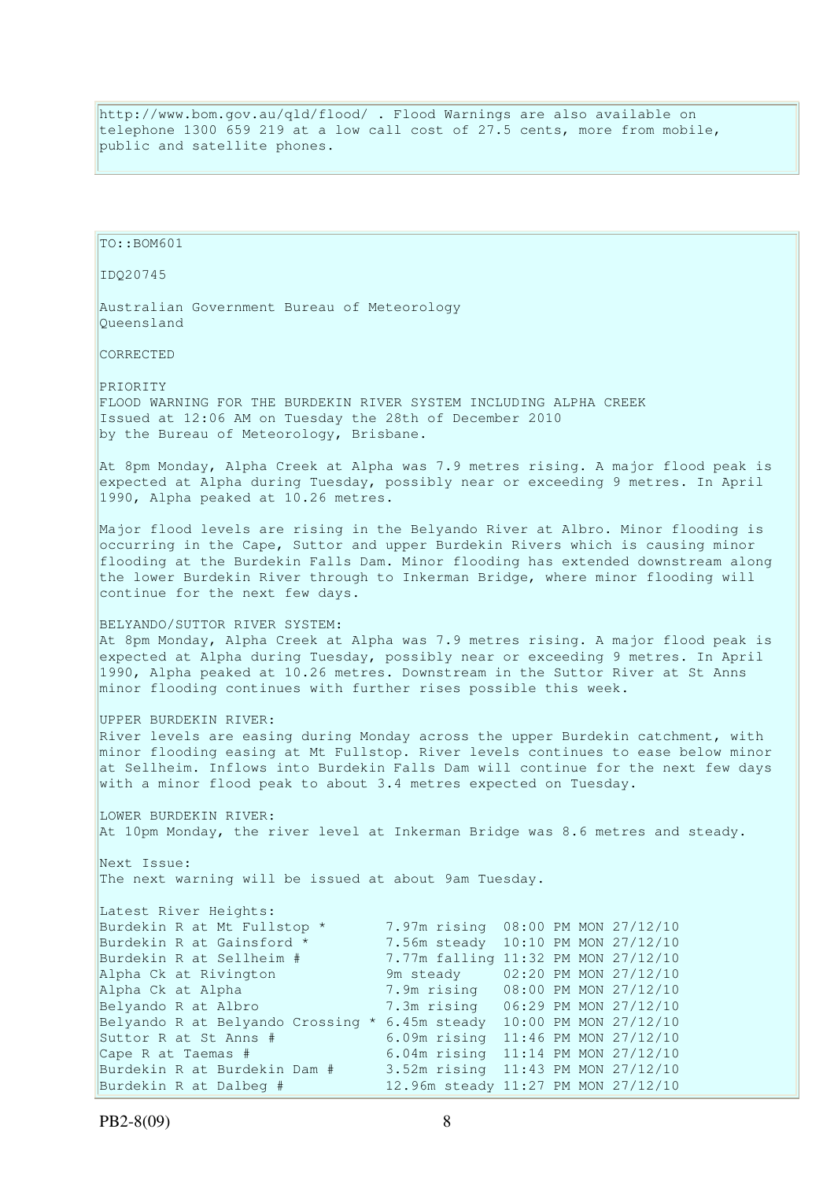http://www.bom.gov.au/qld/flood/ . Flood Warnings are also available on telephone 1300 659 219 at a low call cost of 27.5 cents, more from mobile, public and satellite phones.

TO::BOM601

IDQ20745

Australian Government Bureau of Meteorology
Queensland

CORRECTED

PRIORITY
FLOOD WARNING FOR THE BURDEKIN RIVER SYSTEM INCLUDING ALPHA CREEK
Issued at 12:06 AM on Tuesday the 28th of December 2010
by the Bureau of Meteorology, Brisbane.

At 8pm Monday, Alpha Creek at Alpha was 7.9 metres rising. A major flood peak is expected at Alpha during Tuesday, possibly near or exceeding 9 metres. In April 1990, Alpha peaked at 10.26 metres.

Major flood levels are rising in the Belyando River at Albro. Minor flooding is occurring in the Cape, Suttor and upper Burdekin Rivers which is causing minor flooding at the Burdekin Falls Dam. Minor flooding has extended downstream along the lower Burdekin River through to Inkerman Bridge, where minor flooding will continue for the next few days.

BELYANDO/SUTTOR RIVER SYSTEM:
At 8pm Monday, Alpha Creek at Alpha was 7.9 metres rising. A major flood peak is expected at Alpha during Tuesday, possibly near or exceeding 9 metres. In April 1990, Alpha peaked at 10.26 metres. Downstream in the Suttor River at St Anns minor flooding continues with further rises possible this week.

UPPER BURDEKIN RIVER:
River levels are easing during Monday across the upper Burdekin catchment, with minor flooding easing at Mt Fullstop. River levels continues to ease below minor at Sellheim. Inflows into Burdekin Falls Dam will continue for the next few days with a minor flood peak to about 3.4 metres expected on Tuesday.

LOWER BURDEKIN RIVER:
At 10pm Monday, the river level at Inkerman Bridge was 8.6 metres and steady.

Next Issue:
The next warning will be issued at about 9am Tuesday.

Latest River Heights:

| Location | Height | Time |
|---|---|---|
| Burdekin R at Mt Fullstop * | 7.97m rising | 08:00 PM MON 27/12/10 |
| Burdekin R at Gainsford * | 7.56m steady | 10:10 PM MON 27/12/10 |
| Burdekin R at Sellheim # | 7.77m falling | 11:32 PM MON 27/12/10 |
| Alpha Ck at Rivington | 9m steady | 02:20 PM MON 27/12/10 |
| Alpha Ck at Alpha | 7.9m rising | 08:00 PM MON 27/12/10 |
| Belyando R at Albro | 7.3m rising | 06:29 PM MON 27/12/10 |
| Belyando R at Belyando Crossing * | 6.45m steady | 10:00 PM MON 27/12/10 |
| Suttor R at St Anns # | 6.09m rising | 11:46 PM MON 27/12/10 |
| Cape R at Taemas # | 6.04m rising | 11:14 PM MON 27/12/10 |
| Burdekin R at Burdekin Dam # | 3.52m rising | 11:43 PM MON 27/12/10 |
| Burdekin R at Dalbeg # | 12.96m steady | 11:27 PM MON 27/12/10 |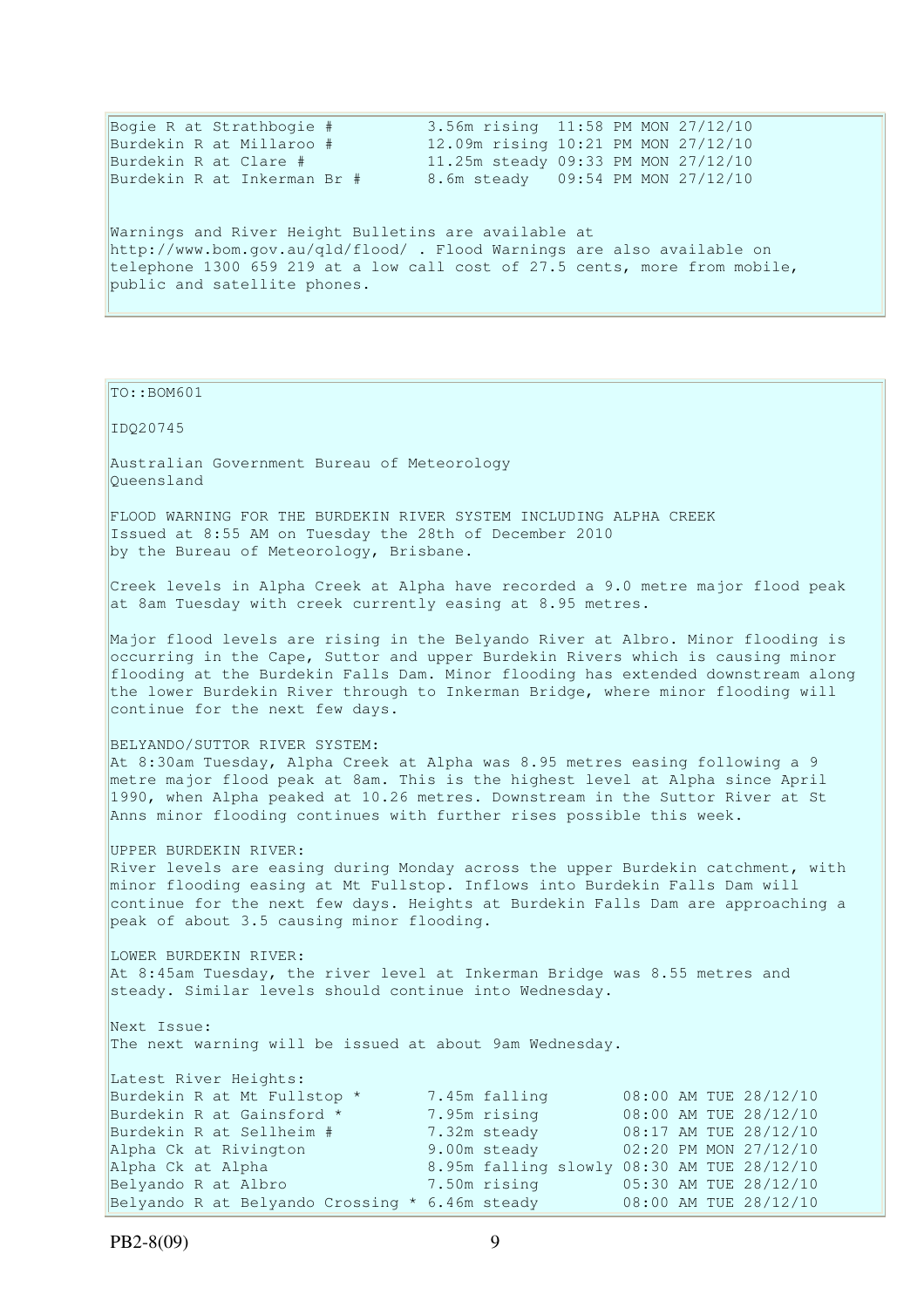```
Bogie R at Strathbogie #          3.56m rising  11:58 PM MON 27/12/10
Burdekin R at Millaroo #          12.09m rising 10:21 PM MON 27/12/10
Burdekin R at Clare #             11.25m steady 09:33 PM MON 27/12/10
Burdekin R at Inkerman Br #       8.6m steady   09:54 PM MON 27/12/10
```

Warnings and River Height Bulletins are available at http://www.bom.gov.au/qld/flood/ . Flood Warnings are also available on telephone 1300 659 219 at a low call cost of 27.5 cents, more from mobile, public and satellite phones.

TO::BOM601

IDQ20745

Australian Government Bureau of Meteorology
Queensland

FLOOD WARNING FOR THE BURDEKIN RIVER SYSTEM INCLUDING ALPHA CREEK
Issued at 8:55 AM on Tuesday the 28th of December 2010
by the Bureau of Meteorology, Brisbane.

Creek levels in Alpha Creek at Alpha have recorded a 9.0 metre major flood peak at 8am Tuesday with creek currently easing at 8.95 metres.

Major flood levels are rising in the Belyando River at Albro. Minor flooding is occurring in the Cape, Suttor and upper Burdekin Rivers which is causing minor flooding at the Burdekin Falls Dam. Minor flooding has extended downstream along the lower Burdekin River through to Inkerman Bridge, where minor flooding will continue for the next few days.

BELYANDO/SUTTOR RIVER SYSTEM:
At 8:30am Tuesday, Alpha Creek at Alpha was 8.95 metres easing following a 9 metre major flood peak at 8am. This is the highest level at Alpha since April 1990, when Alpha peaked at 10.26 metres. Downstream in the Suttor River at St Anns minor flooding continues with further rises possible this week.

UPPER BURDEKIN RIVER:
River levels are easing during Monday across the upper Burdekin catchment, with minor flooding easing at Mt Fullstop. Inflows into Burdekin Falls Dam will continue for the next few days. Heights at Burdekin Falls Dam are approaching a peak of about 3.5 causing minor flooding.

LOWER BURDEKIN RIVER:
At 8:45am Tuesday, the river level at Inkerman Bridge was 8.55 metres and steady. Similar levels should continue into Wednesday.

Next Issue:
The next warning will be issued at about 9am Wednesday.

Latest River Heights:

```
Burdekin R at Mt Fullstop *       7.45m falling        08:00 AM TUE 28/12/10
Burdekin R at Gainsford *         7.95m rising         08:00 AM TUE 28/12/10
Burdekin R at Sellheim #          7.32m steady         08:17 AM TUE 28/12/10
Alpha Ck at Rivington             9.00m steady         02:20 PM MON 27/12/10
Alpha Ck at Alpha                 8.95m falling slowly 08:30 AM TUE 28/12/10
Belyando R at Albro               7.50m rising         05:30 AM TUE 28/12/10
Belyando R at Belyando Crossing * 6.46m steady         08:00 AM TUE 28/12/10
```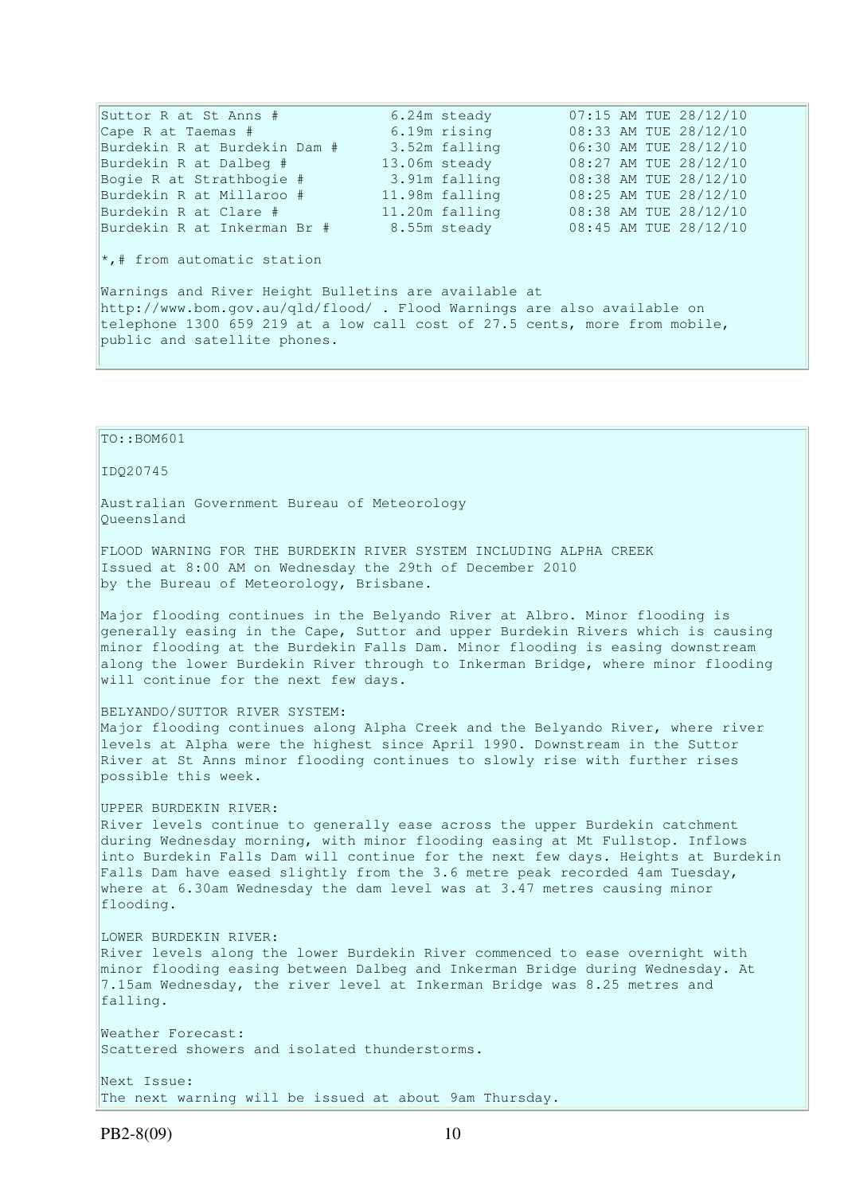| | | |
|---|---|---|
| Suttor R at St Anns # | 6.24m steady | 07:15 AM TUE 28/12/10 |
| Cape R at Taemas # | 6.19m rising | 08:33 AM TUE 28/12/10 |
| Burdekin R at Burdekin Dam # | 3.52m falling | 06:30 AM TUE 28/12/10 |
| Burdekin R at Dalbeg # | 13.06m steady | 08:27 AM TUE 28/12/10 |
| Bogie R at Strathbogie # | 3.91m falling | 08:38 AM TUE 28/12/10 |
| Burdekin R at Millaroo # | 11.98m falling | 08:25 AM TUE 28/12/10 |
| Burdekin R at Clare # | 11.20m falling | 08:38 AM TUE 28/12/10 |
| Burdekin R at Inkerman Br # | 8.55m steady | 08:45 AM TUE 28/12/10 |

*,# from automatic station

Warnings and River Height Bulletins are available at http://www.bom.gov.au/qld/flood/ . Flood Warnings are also available on telephone 1300 659 219 at a low call cost of 27.5 cents, more from mobile, public and satellite phones.

TO::BOM601

IDQ20745

Australian Government Bureau of Meteorology
Queensland

FLOOD WARNING FOR THE BURDEKIN RIVER SYSTEM INCLUDING ALPHA CREEK
Issued at 8:00 AM on Wednesday the 29th of December 2010
by the Bureau of Meteorology, Brisbane.

Major flooding continues in the Belyando River at Albro. Minor flooding is generally easing in the Cape, Suttor and upper Burdekin Rivers which is causing minor flooding at the Burdekin Falls Dam. Minor flooding is easing downstream along the lower Burdekin River through to Inkerman Bridge, where minor flooding will continue for the next few days.

BELYANDO/SUTTOR RIVER SYSTEM:
Major flooding continues along Alpha Creek and the Belyando River, where river levels at Alpha were the highest since April 1990. Downstream in the Suttor River at St Anns minor flooding continues to slowly rise with further rises possible this week.

UPPER BURDEKIN RIVER:
River levels continue to generally ease across the upper Burdekin catchment during Wednesday morning, with minor flooding easing at Mt Fullstop. Inflows into Burdekin Falls Dam will continue for the next few days. Heights at Burdekin Falls Dam have eased slightly from the 3.6 metre peak recorded 4am Tuesday, where at 6.30am Wednesday the dam level was at 3.47 metres causing minor flooding.

LOWER BURDEKIN RIVER:
River levels along the lower Burdekin River commenced to ease overnight with minor flooding easing between Dalbeg and Inkerman Bridge during Wednesday. At 7.15am Wednesday, the river level at Inkerman Bridge was 8.25 metres and falling.

Weather Forecast:
Scattered showers and isolated thunderstorms.

Next Issue:
The next warning will be issued at about 9am Thursday.

PB2-8(09)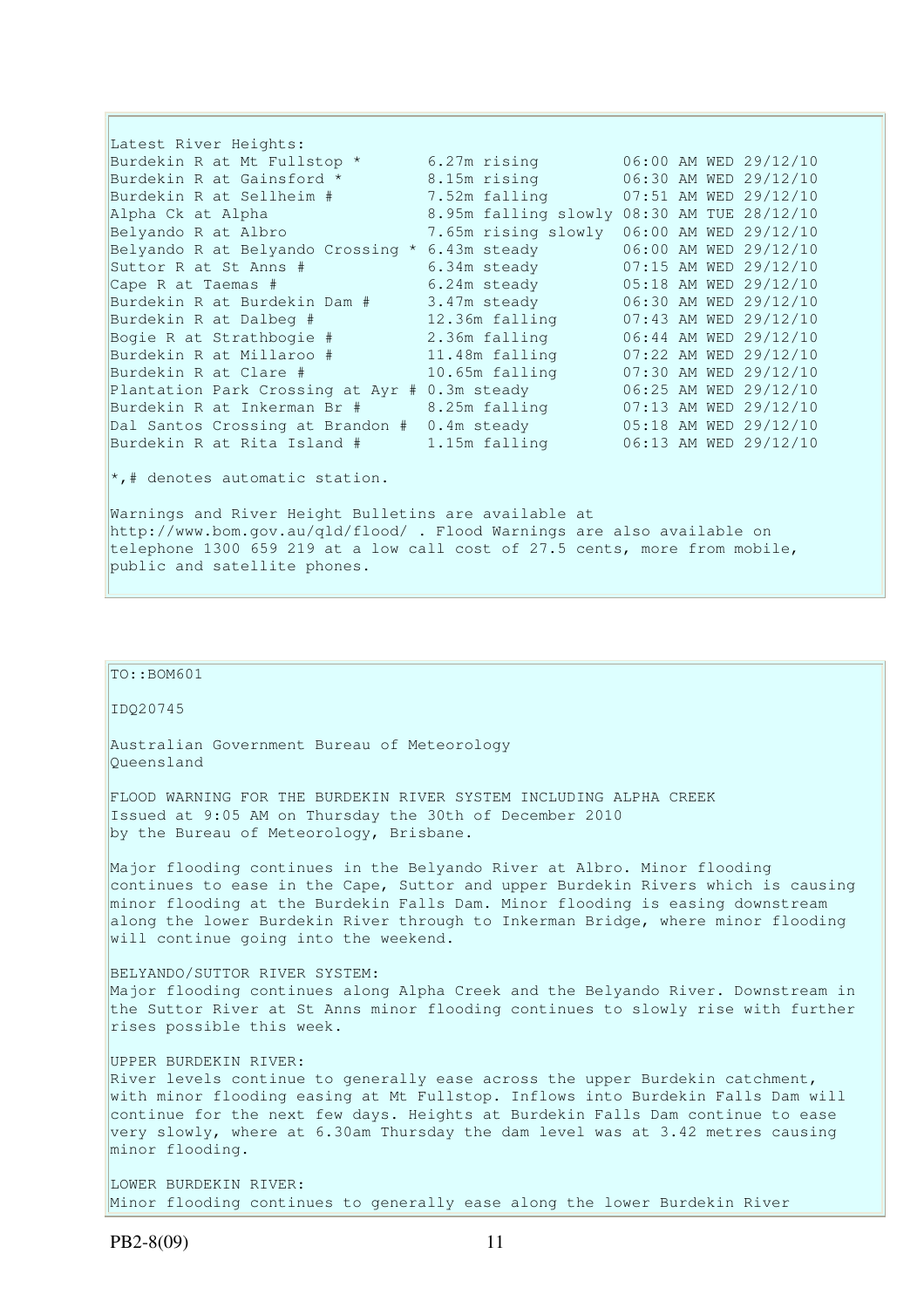Latest River Heights:

| Station | Height | Time |
|---|---|---|
| Burdekin R at Mt Fullstop * | 6.27m rising | 06:00 AM WED 29/12/10 |
| Burdekin R at Gainsford * | 8.15m rising | 06:30 AM WED 29/12/10 |
| Burdekin R at Sellheim # | 7.52m falling | 07:51 AM WED 29/12/10 |
| Alpha Ck at Alpha | 8.95m falling slowly | 08:30 AM TUE 28/12/10 |
| Belyando R at Albro | 7.65m rising slowly | 06:00 AM WED 29/12/10 |
| Belyando R at Belyando Crossing * | 6.43m steady | 06:00 AM WED 29/12/10 |
| Suttor R at St Anns # | 6.34m steady | 07:15 AM WED 29/12/10 |
| Cape R at Taemas # | 6.24m steady | 05:18 AM WED 29/12/10 |
| Burdekin R at Burdekin Dam # | 3.47m steady | 06:30 AM WED 29/12/10 |
| Burdekin R at Dalbeg # | 12.36m falling | 07:43 AM WED 29/12/10 |
| Bogie R at Strathbogie # | 2.36m falling | 06:44 AM WED 29/12/10 |
| Burdekin R at Millaroo # | 11.48m falling | 07:22 AM WED 29/12/10 |
| Burdekin R at Clare # | 10.65m falling | 07:30 AM WED 29/12/10 |
| Plantation Park Crossing at Ayr # | 0.3m steady | 06:25 AM WED 29/12/10 |
| Burdekin R at Inkerman Br # | 8.25m falling | 07:13 AM WED 29/12/10 |
| Dal Santos Crossing at Brandon # | 0.4m steady | 05:18 AM WED 29/12/10 |
| Burdekin R at Rita Island # | 1.15m falling | 06:13 AM WED 29/12/10 |

*,# denotes automatic station.

Warnings and River Height Bulletins are available at http://www.bom.gov.au/qld/flood/ . Flood Warnings are also available on telephone 1300 659 219 at a low call cost of 27.5 cents, more from mobile, public and satellite phones.

---

TO::BOM601

IDQ20745

Australian Government Bureau of Meteorology
Queensland

FLOOD WARNING FOR THE BURDEKIN RIVER SYSTEM INCLUDING ALPHA CREEK
Issued at 9:05 AM on Thursday the 30th of December 2010
by the Bureau of Meteorology, Brisbane.

Major flooding continues in the Belyando River at Albro. Minor flooding continues to ease in the Cape, Suttor and upper Burdekin Rivers which is causing minor flooding at the Burdekin Falls Dam. Minor flooding is easing downstream along the lower Burdekin River through to Inkerman Bridge, where minor flooding will continue going into the weekend.

BELYANDO/SUTTOR RIVER SYSTEM:
Major flooding continues along Alpha Creek and the Belyando River. Downstream in the Suttor River at St Anns minor flooding continues to slowly rise with further rises possible this week.

UPPER BURDEKIN RIVER:
River levels continue to generally ease across the upper Burdekin catchment, with minor flooding easing at Mt Fullstop. Inflows into Burdekin Falls Dam will continue for the next few days. Heights at Burdekin Falls Dam continue to ease very slowly, where at 6.30am Thursday the dam level was at 3.42 metres causing minor flooding.

LOWER BURDEKIN RIVER:
Minor flooding continues to generally ease along the lower Burdekin River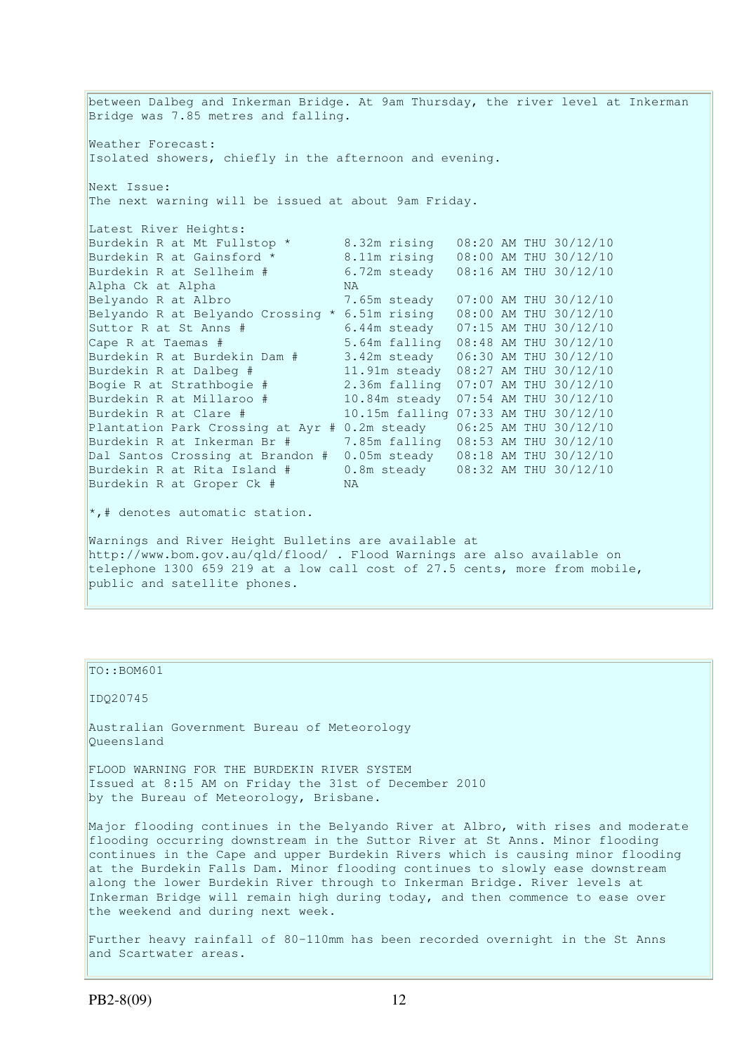between Dalbeg and Inkerman Bridge. At 9am Thursday, the river level at Inkerman Bridge was 7.85 metres and falling.

Weather Forecast:
Isolated showers, chiefly in the afternoon and evening.

Next Issue:
The next warning will be issued at about 9am Friday.

Latest River Heights:

```
Burdekin R at Mt Fullstop *       8.32m rising   08:20 AM THU 30/12/10
Burdekin R at Gainsford *         8.11m rising   08:00 AM THU 30/12/10
Burdekin R at Sellheim #          6.72m steady   08:16 AM THU 30/12/10
Alpha Ck at Alpha                 NA
Belyando R at Albro               7.65m steady   07:00 AM THU 30/12/10
Belyando R at Belyando Crossing * 6.51m rising   08:00 AM THU 30/12/10
Suttor R at St Anns #             6.44m steady   07:15 AM THU 30/12/10
Cape R at Taemas #                5.64m falling  08:48 AM THU 30/12/10
Burdekin R at Burdekin Dam #      3.42m steady   06:30 AM THU 30/12/10
Burdekin R at Dalbeg #            11.91m steady  08:27 AM THU 30/12/10
Bogie R at Strathbogie #          2.36m falling  07:07 AM THU 30/12/10
Burdekin R at Millaroo #          10.84m steady  07:54 AM THU 30/12/10
Burdekin R at Clare #             10.15m falling 07:33 AM THU 30/12/10
Plantation Park Crossing at Ayr # 0.2m steady    06:25 AM THU 30/12/10
Burdekin R at Inkerman Br #       7.85m falling  08:53 AM THU 30/12/10
Dal Santos Crossing at Brandon #  0.05m steady   08:18 AM THU 30/12/10
Burdekin R at Rita Island #       0.8m steady    08:32 AM THU 30/12/10
Burdekin R at Groper Ck #         NA
```

*,# denotes automatic station.

Warnings and River Height Bulletins are available at http://www.bom.gov.au/qld/flood/ . Flood Warnings are also available on telephone 1300 659 219 at a low call cost of 27.5 cents, more from mobile, public and satellite phones.

---

TO::BOM601

IDQ20745

Australian Government Bureau of Meteorology
Queensland

FLOOD WARNING FOR THE BURDEKIN RIVER SYSTEM
Issued at 8:15 AM on Friday the 31st of December 2010
by the Bureau of Meteorology, Brisbane.

Major flooding continues in the Belyando River at Albro, with rises and moderate flooding occurring downstream in the Suttor River at St Anns. Minor flooding continues in the Cape and upper Burdekin Rivers which is causing minor flooding at the Burdekin Falls Dam. Minor flooding continues to slowly ease downstream along the lower Burdekin River through to Inkerman Bridge. River levels at Inkerman Bridge will remain high during today, and then commence to ease over the weekend and during next week.

Further heavy rainfall of 80-110mm has been recorded overnight in the St Anns and Scartwater areas.

PB2-8(09)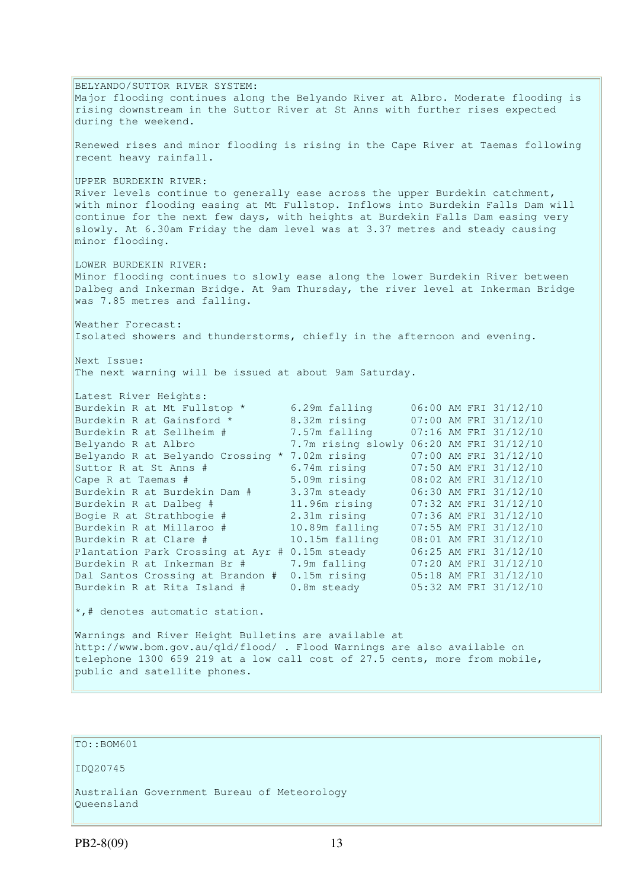BELYANDO/SUTTOR RIVER SYSTEM:
Major flooding continues along the Belyando River at Albro. Moderate flooding is rising downstream in the Suttor River at St Anns with further rises expected during the weekend.

Renewed rises and minor flooding is rising in the Cape River at Taemas following recent heavy rainfall.

UPPER BURDEKIN RIVER:
River levels continue to generally ease across the upper Burdekin catchment, with minor flooding easing at Mt Fullstop. Inflows into Burdekin Falls Dam will continue for the next few days, with heights at Burdekin Falls Dam easing very slowly. At 6.30am Friday the dam level was at 3.37 metres and steady causing minor flooding.

LOWER BURDEKIN RIVER:
Minor flooding continues to slowly ease along the lower Burdekin River between Dalbeg and Inkerman Bridge. At 9am Thursday, the river level at Inkerman Bridge was 7.85 metres and falling.

Weather Forecast:
Isolated showers and thunderstorms, chiefly in the afternoon and evening.

Next Issue:
The next warning will be issued at about 9am Saturday.

Latest River Heights:

| Station | Height | Time |
|---|---|---|
| Burdekin R at Mt Fullstop * | 6.29m falling | 06:00 AM FRI 31/12/10 |
| Burdekin R at Gainsford * | 8.32m rising | 07:00 AM FRI 31/12/10 |
| Burdekin R at Sellheim # | 7.57m falling | 07:16 AM FRI 31/12/10 |
| Belyando R at Albro | 7.7m rising slowly | 06:20 AM FRI 31/12/10 |
| Belyando R at Belyando Crossing * | 7.02m rising | 07:00 AM FRI 31/12/10 |
| Suttor R at St Anns # | 6.74m rising | 07:50 AM FRI 31/12/10 |
| Cape R at Taemas # | 5.09m rising | 08:02 AM FRI 31/12/10 |
| Burdekin R at Burdekin Dam # | 3.37m steady | 06:30 AM FRI 31/12/10 |
| Burdekin R at Dalbeg # | 11.96m rising | 07:32 AM FRI 31/12/10 |
| Bogie R at Strathbogie # | 2.31m rising | 07:36 AM FRI 31/12/10 |
| Burdekin R at Millaroo # | 10.89m falling | 07:55 AM FRI 31/12/10 |
| Burdekin R at Clare # | 10.15m falling | 08:01 AM FRI 31/12/10 |
| Plantation Park Crossing at Ayr # | 0.15m steady | 06:25 AM FRI 31/12/10 |
| Burdekin R at Inkerman Br # | 7.9m falling | 07:20 AM FRI 31/12/10 |
| Dal Santos Crossing at Brandon # | 0.15m rising | 05:18 AM FRI 31/12/10 |
| Burdekin R at Rita Island # | 0.8m steady | 05:32 AM FRI 31/12/10 |

*,# denotes automatic station.

Warnings and River Height Bulletins are available at http://www.bom.gov.au/qld/flood/ . Flood Warnings are also available on telephone 1300 659 219 at a low call cost of 27.5 cents, more from mobile, public and satellite phones.

TO::BOM601

IDQ20745

Australian Government Bureau of Meteorology
Queensland

PB2-8(09)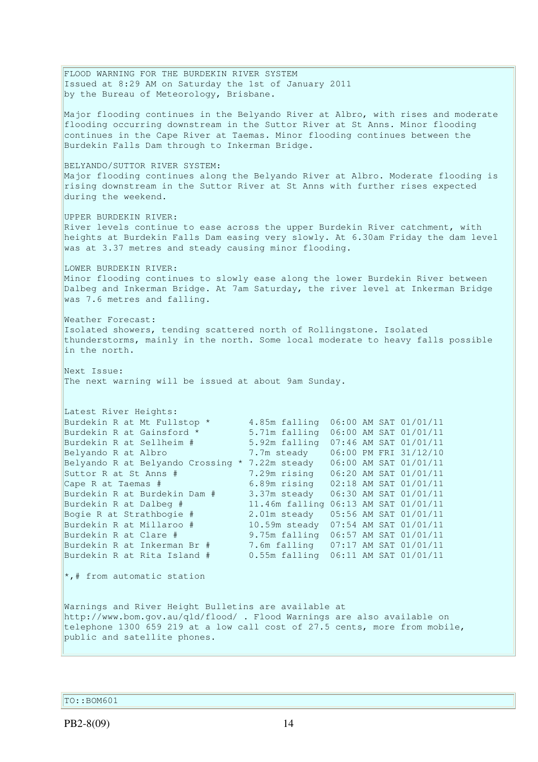FLOOD WARNING FOR THE BURDEKIN RIVER SYSTEM
Issued at 8:29 AM on Saturday the 1st of January 2011
by the Bureau of Meteorology, Brisbane.

Major flooding continues in the Belyando River at Albro, with rises and moderate flooding occurring downstream in the Suttor River at St Anns. Minor flooding continues in the Cape River at Taemas. Minor flooding continues between the Burdekin Falls Dam through to Inkerman Bridge.

BELYANDO/SUTTOR RIVER SYSTEM:
Major flooding continues along the Belyando River at Albro. Moderate flooding is rising downstream in the Suttor River at St Anns with further rises expected during the weekend.

UPPER BURDEKIN RIVER:
River levels continue to ease across the upper Burdekin River catchment, with heights at Burdekin Falls Dam easing very slowly. At 6.30am Friday the dam level was at 3.37 metres and steady causing minor flooding.

LOWER BURDEKIN RIVER:
Minor flooding continues to slowly ease along the lower Burdekin River between Dalbeg and Inkerman Bridge. At 7am Saturday, the river level at Inkerman Bridge was 7.6 metres and falling.

Weather Forecast:
Isolated showers, tending scattered north of Rollingstone. Isolated thunderstorms, mainly in the north. Some local moderate to heavy falls possible in the north.

Next Issue:
The next warning will be issued at about 9am Sunday.

Latest River Heights:

| Station | Height | Time |
|---|---|---|
| Burdekin R at Mt Fullstop * | 4.85m falling | 06:00 AM SAT 01/01/11 |
| Burdekin R at Gainsford * | 5.71m falling | 06:00 AM SAT 01/01/11 |
| Burdekin R at Sellheim # | 5.92m falling | 07:46 AM SAT 01/01/11 |
| Belyando R at Albro | 7.7m steady | 06:00 PM FRI 31/12/10 |
| Belyando R at Belyando Crossing * | 7.22m steady | 06:00 AM SAT 01/01/11 |
| Suttor R at St Anns # | 7.29m rising | 06:20 AM SAT 01/01/11 |
| Cape R at Taemas # | 6.89m rising | 02:18 AM SAT 01/01/11 |
| Burdekin R at Burdekin Dam # | 3.37m steady | 06:30 AM SAT 01/01/11 |
| Burdekin R at Dalbeg # | 11.46m falling | 06:13 AM SAT 01/01/11 |
| Bogie R at Strathbogie # | 2.01m steady | 05:56 AM SAT 01/01/11 |
| Burdekin R at Millaroo # | 10.59m steady | 07:54 AM SAT 01/01/11 |
| Burdekin R at Clare # | 9.75m falling | 06:57 AM SAT 01/01/11 |
| Burdekin R at Inkerman Br # | 7.6m falling | 07:17 AM SAT 01/01/11 |
| Burdekin R at Rita Island # | 0.55m falling | 06:11 AM SAT 01/01/11 |

*,# from automatic station

Warnings and River Height Bulletins are available at http://www.bom.gov.au/qld/flood/ . Flood Warnings are also available on telephone 1300 659 219 at a low call cost of 27.5 cents, more from mobile, public and satellite phones.

TO::BOM601

PB2-8(09)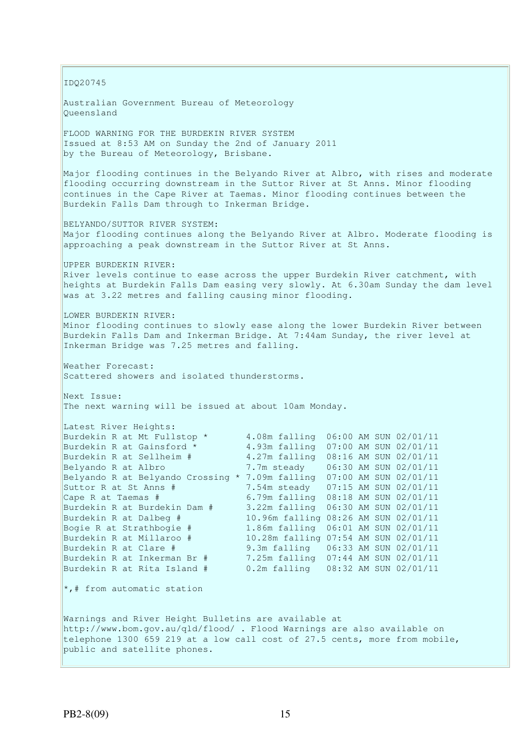IDQ20745

Australian Government Bureau of Meteorology
Queensland

FLOOD WARNING FOR THE BURDEKIN RIVER SYSTEM
Issued at 8:53 AM on Sunday the 2nd of January 2011
by the Bureau of Meteorology, Brisbane.

Major flooding continues in the Belyando River at Albro, with rises and moderate flooding occurring downstream in the Suttor River at St Anns. Minor flooding continues in the Cape River at Taemas. Minor flooding continues between the Burdekin Falls Dam through to Inkerman Bridge.

BELYANDO/SUTTOR RIVER SYSTEM:
Major flooding continues along the Belyando River at Albro. Moderate flooding is approaching a peak downstream in the Suttor River at St Anns.

UPPER BURDEKIN RIVER:
River levels continue to ease across the upper Burdekin River catchment, with heights at Burdekin Falls Dam easing very slowly. At 6.30am Sunday the dam level was at 3.22 metres and falling causing minor flooding.

LOWER BURDEKIN RIVER:
Minor flooding continues to slowly ease along the lower Burdekin River between Burdekin Falls Dam and Inkerman Bridge. At 7:44am Sunday, the river level at Inkerman Bridge was 7.25 metres and falling.

Weather Forecast:
Scattered showers and isolated thunderstorms.

Next Issue:
The next warning will be issued at about 10am Monday.

Latest River Heights:

| Station | Height | Time |
|---|---|---|
| Burdekin R at Mt Fullstop * | 4.08m falling | 06:00 AM SUN 02/01/11 |
| Burdekin R at Gainsford * | 4.93m falling | 07:00 AM SUN 02/01/11 |
| Burdekin R at Sellheim # | 4.27m falling | 08:16 AM SUN 02/01/11 |
| Belyando R at Albro | 7.7m steady | 06:30 AM SUN 02/01/11 |
| Belyando R at Belyando Crossing * | 7.09m falling | 07:00 AM SUN 02/01/11 |
| Suttor R at St Anns # | 7.54m steady | 07:15 AM SUN 02/01/11 |
| Cape R at Taemas # | 6.79m falling | 08:18 AM SUN 02/01/11 |
| Burdekin R at Burdekin Dam # | 3.22m falling | 06:30 AM SUN 02/01/11 |
| Burdekin R at Dalbeg # | 10.96m falling | 08:26 AM SUN 02/01/11 |
| Bogie R at Strathbogie # | 1.86m falling | 06:01 AM SUN 02/01/11 |
| Burdekin R at Millaroo # | 10.28m falling | 07:54 AM SUN 02/01/11 |
| Burdekin R at Clare # | 9.3m falling | 06:33 AM SUN 02/01/11 |
| Burdekin R at Inkerman Br # | 7.25m falling | 07:44 AM SUN 02/01/11 |
| Burdekin R at Rita Island # | 0.2m falling | 08:32 AM SUN 02/01/11 |

*,# from automatic station

Warnings and River Height Bulletins are available at http://www.bom.gov.au/qld/flood/ . Flood Warnings are also available on telephone 1300 659 219 at a low call cost of 27.5 cents, more from mobile, public and satellite phones.

PB2-8(09)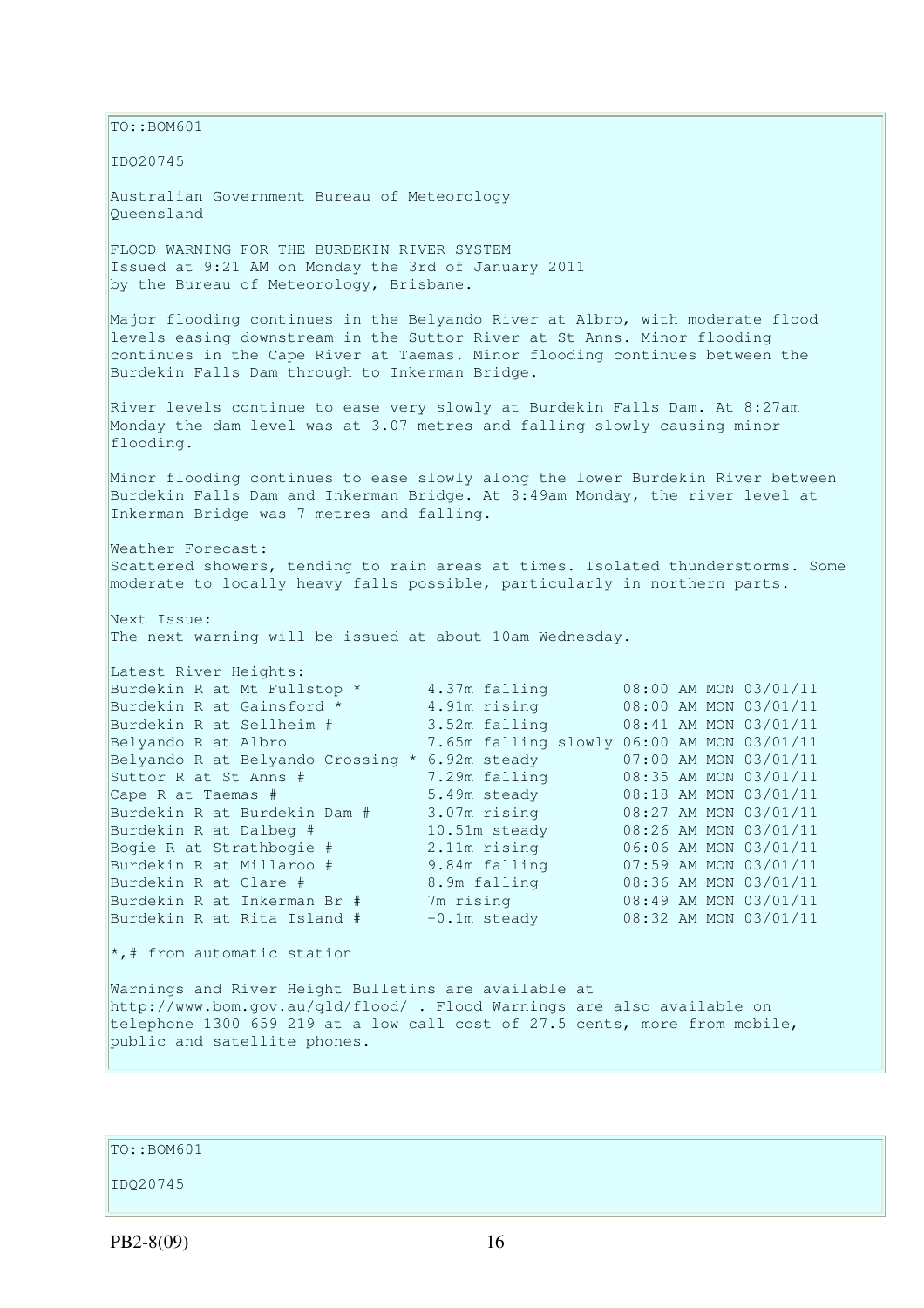TO::BOM601

IDQ20745

Australian Government Bureau of Meteorology
Queensland

FLOOD WARNING FOR THE BURDEKIN RIVER SYSTEM
Issued at 9:21 AM on Monday the 3rd of January 2011
by the Bureau of Meteorology, Brisbane.

Major flooding continues in the Belyando River at Albro, with moderate flood levels easing downstream in the Suttor River at St Anns. Minor flooding continues in the Cape River at Taemas. Minor flooding continues between the Burdekin Falls Dam through to Inkerman Bridge.

River levels continue to ease very slowly at Burdekin Falls Dam. At 8:27am Monday the dam level was at 3.07 metres and falling slowly causing minor flooding.

Minor flooding continues to ease slowly along the lower Burdekin River between Burdekin Falls Dam and Inkerman Bridge. At 8:49am Monday, the river level at Inkerman Bridge was 7 metres and falling.

Weather Forecast:
Scattered showers, tending to rain areas at times. Isolated thunderstorms. Some moderate to locally heavy falls possible, particularly in northern parts.

Next Issue:
The next warning will be issued at about 10am Wednesday.

Latest River Heights:

| | | |
|---|---|---|
| Burdekin R at Mt Fullstop * | 4.37m falling | 08:00 AM MON 03/01/11 |
| Burdekin R at Gainsford * | 4.91m rising | 08:00 AM MON 03/01/11 |
| Burdekin R at Sellheim # | 3.52m falling | 08:41 AM MON 03/01/11 |
| Belyando R at Albro | 7.65m falling slowly | 06:00 AM MON 03/01/11 |
| Belyando R at Belyando Crossing * | 6.92m steady | 07:00 AM MON 03/01/11 |
| Suttor R at St Anns # | 7.29m falling | 08:35 AM MON 03/01/11 |
| Cape R at Taemas # | 5.49m steady | 08:18 AM MON 03/01/11 |
| Burdekin R at Burdekin Dam # | 3.07m rising | 08:27 AM MON 03/01/11 |
| Burdekin R at Dalbeg # | 10.51m steady | 08:26 AM MON 03/01/11 |
| Bogie R at Strathbogie # | 2.11m rising | 06:06 AM MON 03/01/11 |
| Burdekin R at Millaroo # | 9.84m falling | 07:59 AM MON 03/01/11 |
| Burdekin R at Clare # | 8.9m falling | 08:36 AM MON 03/01/11 |
| Burdekin R at Inkerman Br # | 7m rising | 08:49 AM MON 03/01/11 |
| Burdekin R at Rita Island # | -0.1m steady | 08:32 AM MON 03/01/11 |

*,# from automatic station

Warnings and River Height Bulletins are available at http://www.bom.gov.au/qld/flood/ . Flood Warnings are also available on telephone 1300 659 219 at a low call cost of 27.5 cents, more from mobile, public and satellite phones.

TO::BOM601

IDQ20745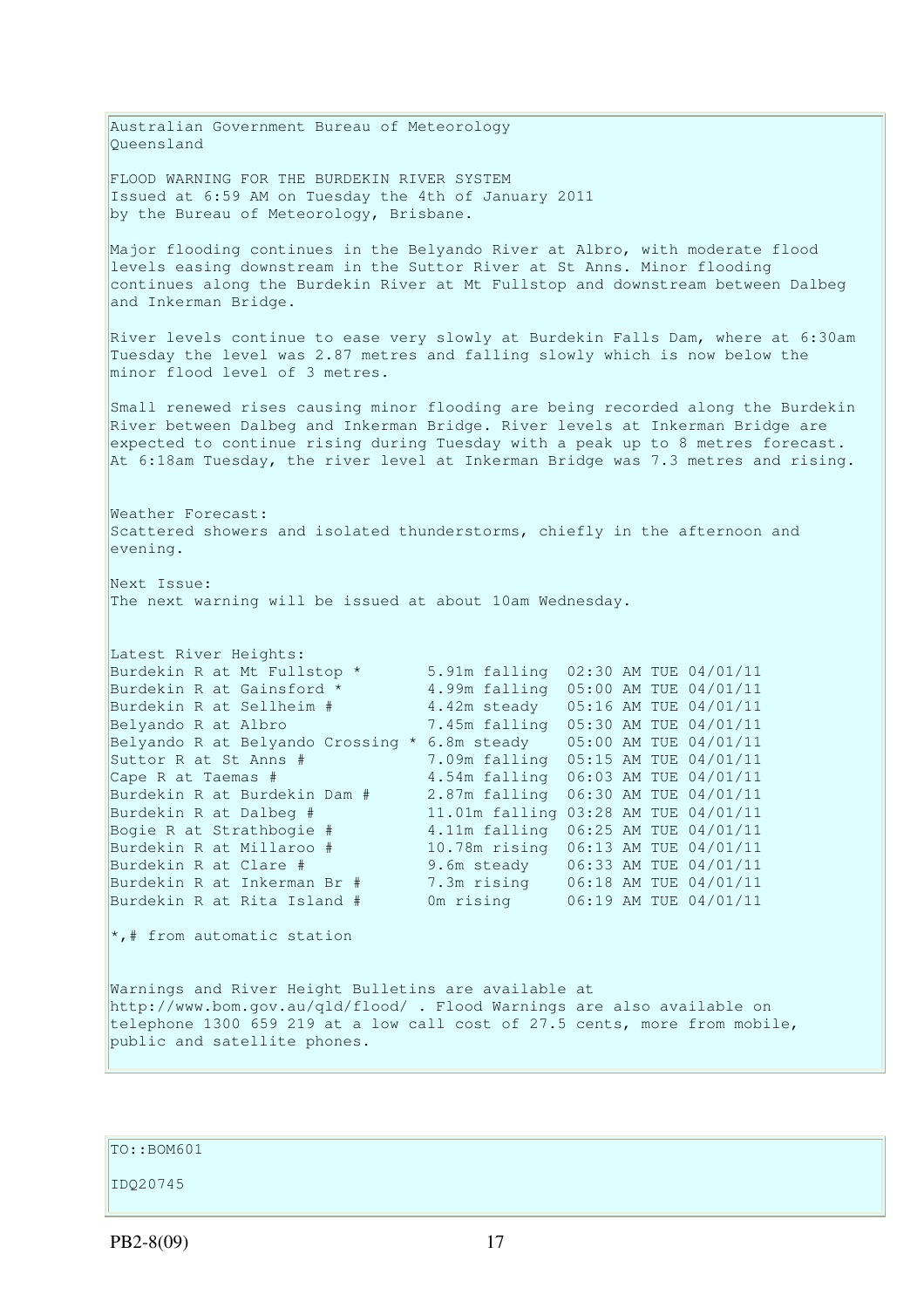Australian Government Bureau of Meteorology
Queensland

FLOOD WARNING FOR THE BURDEKIN RIVER SYSTEM
Issued at 6:59 AM on Tuesday the 4th of January 2011
by the Bureau of Meteorology, Brisbane.

Major flooding continues in the Belyando River at Albro, with moderate flood levels easing downstream in the Suttor River at St Anns. Minor flooding continues along the Burdekin River at Mt Fullstop and downstream between Dalbeg and Inkerman Bridge.

River levels continue to ease very slowly at Burdekin Falls Dam, where at 6:30am Tuesday the level was 2.87 metres and falling slowly which is now below the minor flood level of 3 metres.

Small renewed rises causing minor flooding are being recorded along the Burdekin River between Dalbeg and Inkerman Bridge. River levels at Inkerman Bridge are expected to continue rising during Tuesday with a peak up to 8 metres forecast. At 6:18am Tuesday, the river level at Inkerman Bridge was 7.3 metres and rising.

Weather Forecast:
Scattered showers and isolated thunderstorms, chiefly in the afternoon and evening.

Next Issue:
The next warning will be issued at about 10am Wednesday.

Latest River Heights:

```
Burdekin R at Mt Fullstop *       5.91m falling  02:30 AM TUE 04/01/11
Burdekin R at Gainsford *         4.99m falling  05:00 AM TUE 04/01/11
Burdekin R at Sellheim #          4.42m steady   05:16 AM TUE 04/01/11
Belyando R at Albro               7.45m falling  05:30 AM TUE 04/01/11
Belyando R at Belyando Crossing * 6.8m steady    05:00 AM TUE 04/01/11
Suttor R at St Anns #             7.09m falling  05:15 AM TUE 04/01/11
Cape R at Taemas #                4.54m falling  06:03 AM TUE 04/01/11
Burdekin R at Burdekin Dam #      2.87m falling  06:30 AM TUE 04/01/11
Burdekin R at Dalbeg #            11.01m falling 03:28 AM TUE 04/01/11
Bogie R at Strathbogie #          4.11m falling  06:25 AM TUE 04/01/11
Burdekin R at Millaroo #          10.78m rising  06:13 AM TUE 04/01/11
Burdekin R at Clare #             9.6m steady    06:33 AM TUE 04/01/11
Burdekin R at Inkerman Br #       7.3m rising    06:18 AM TUE 04/01/11
Burdekin R at Rita Island #       0m rising      06:19 AM TUE 04/01/11
```

*,# from automatic station

Warnings and River Height Bulletins are available at http://www.bom.gov.au/qld/flood/ . Flood Warnings are also available on telephone 1300 659 219 at a low call cost of 27.5 cents, more from mobile, public and satellite phones.

TO::BOM601

IDQ20745

PB2-8(09)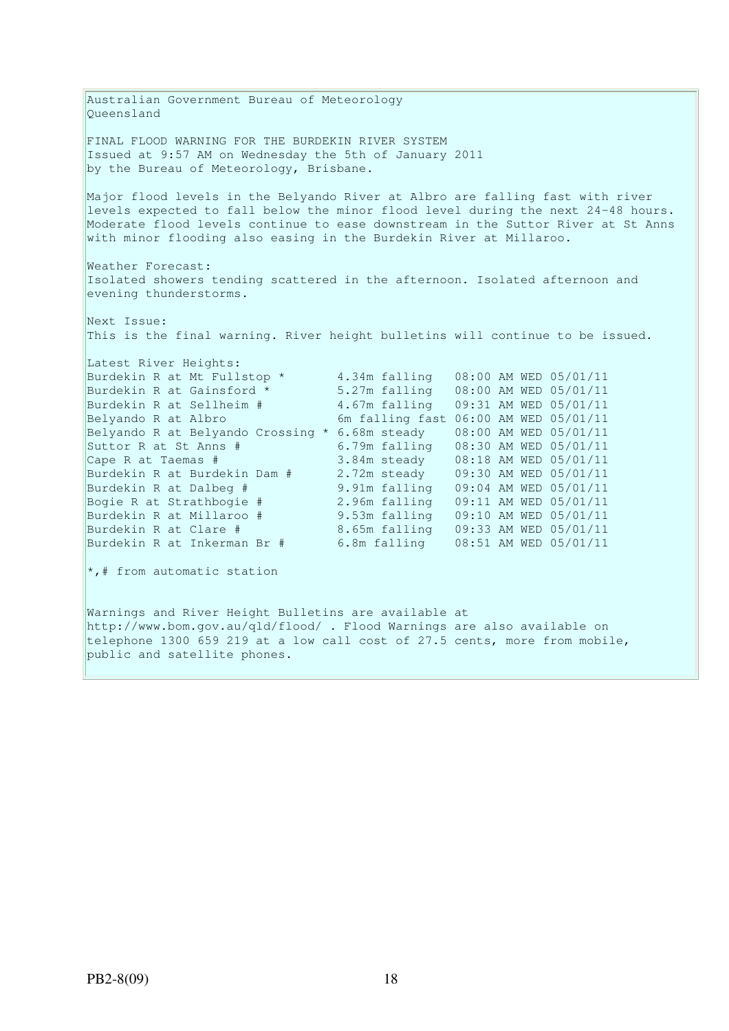Australian Government Bureau of Meteorology
Queensland

FINAL FLOOD WARNING FOR THE BURDEKIN RIVER SYSTEM
Issued at 9:57 AM on Wednesday the 5th of January 2011
by the Bureau of Meteorology, Brisbane.

Major flood levels in the Belyando River at Albro are falling fast with river levels expected to fall below the minor flood level during the next 24-48 hours. Moderate flood levels continue to ease downstream in the Suttor River at St Anns with minor flooding also easing in the Burdekin River at Millaroo.

Weather Forecast:
Isolated showers tending scattered in the afternoon. Isolated afternoon and evening thunderstorms.

Next Issue:
This is the final warning. River height bulletins will continue to be issued.

Latest River Heights:

```
Burdekin R at Mt Fullstop *       4.34m falling   08:00 AM WED 05/01/11
Burdekin R at Gainsford *         5.27m falling   08:00 AM WED 05/01/11
Burdekin R at Sellheim #          4.67m falling   09:31 AM WED 05/01/11
Belyando R at Albro               6m falling fast 06:00 AM WED 05/01/11
Belyando R at Belyando Crossing * 6.68m steady    08:00 AM WED 05/01/11
Suttor R at St Anns #             6.79m falling   08:30 AM WED 05/01/11
Cape R at Taemas #                3.84m steady    08:18 AM WED 05/01/11
Burdekin R at Burdekin Dam #      2.72m steady    09:30 AM WED 05/01/11
Burdekin R at Dalbeg #            9.91m falling   09:04 AM WED 05/01/11
Bogie R at Strathbogie #          2.96m falling   09:11 AM WED 05/01/11
Burdekin R at Millaroo #          9.53m falling   09:10 AM WED 05/01/11
Burdekin R at Clare #             8.65m falling   09:33 AM WED 05/01/11
Burdekin R at Inkerman Br #       6.8m falling    08:51 AM WED 05/01/11
```

*,# from automatic station

Warnings and River Height Bulletins are available at http://www.bom.gov.au/qld/flood/ . Flood Warnings are also available on telephone 1300 659 219 at a low call cost of 27.5 cents, more from mobile, public and satellite phones.

PB2-8(09)